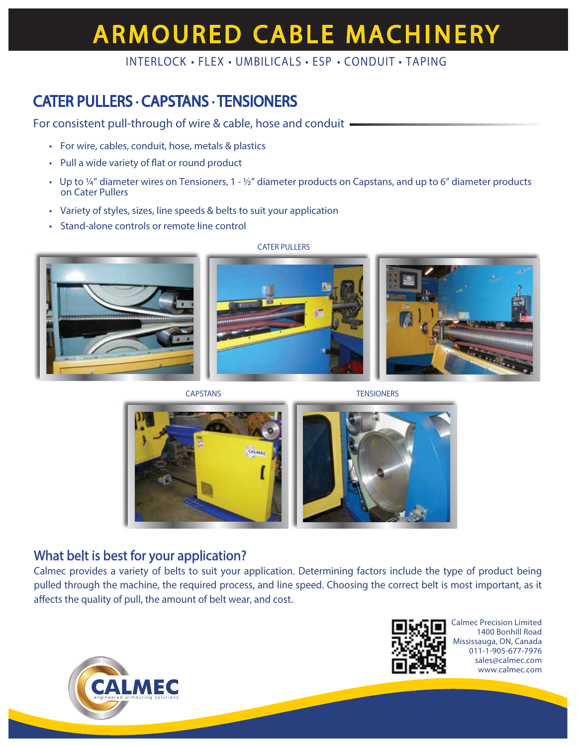# ARMOURED CABLE MACHINERY

INTERLOCK • FLEX • UMBILICALS • ESP • CONDUIT • TAPING

## CATER PULLERS · CAPSTANS · TENSIONERS

For consistent pull-through of wire & cable, hose and conduit

- For wire, cables, conduit, hose, metals & plastics
- Pull a wide variety of flat or round product
- Up to ¼" diameter wires on Tensioners, 1 - ½" diameter products on Capstans, and up to 6" diameter products on Cater Pullers
- Variety of styles, sizes, line speeds & belts to suit your application
- Stand-alone controls or remote line control

CATER PULLERS

CAPSTANS

TENSIONERS

## What belt is best for your application?

Calmec provides a variety of belts to suit your application. Determining factors include the type of product being pulled through the machine, the required process, and line speed. Choosing the correct belt is most important, as it affects the quality of pull, the amount of belt wear, and cost.

Calmec Precision Limited
1400 Bonhill Road
Mississauga, ON, Canada
011-1-905-677-7976
sales@calmec.com
www.calmec.com

CALMEC
engineered armouring solutions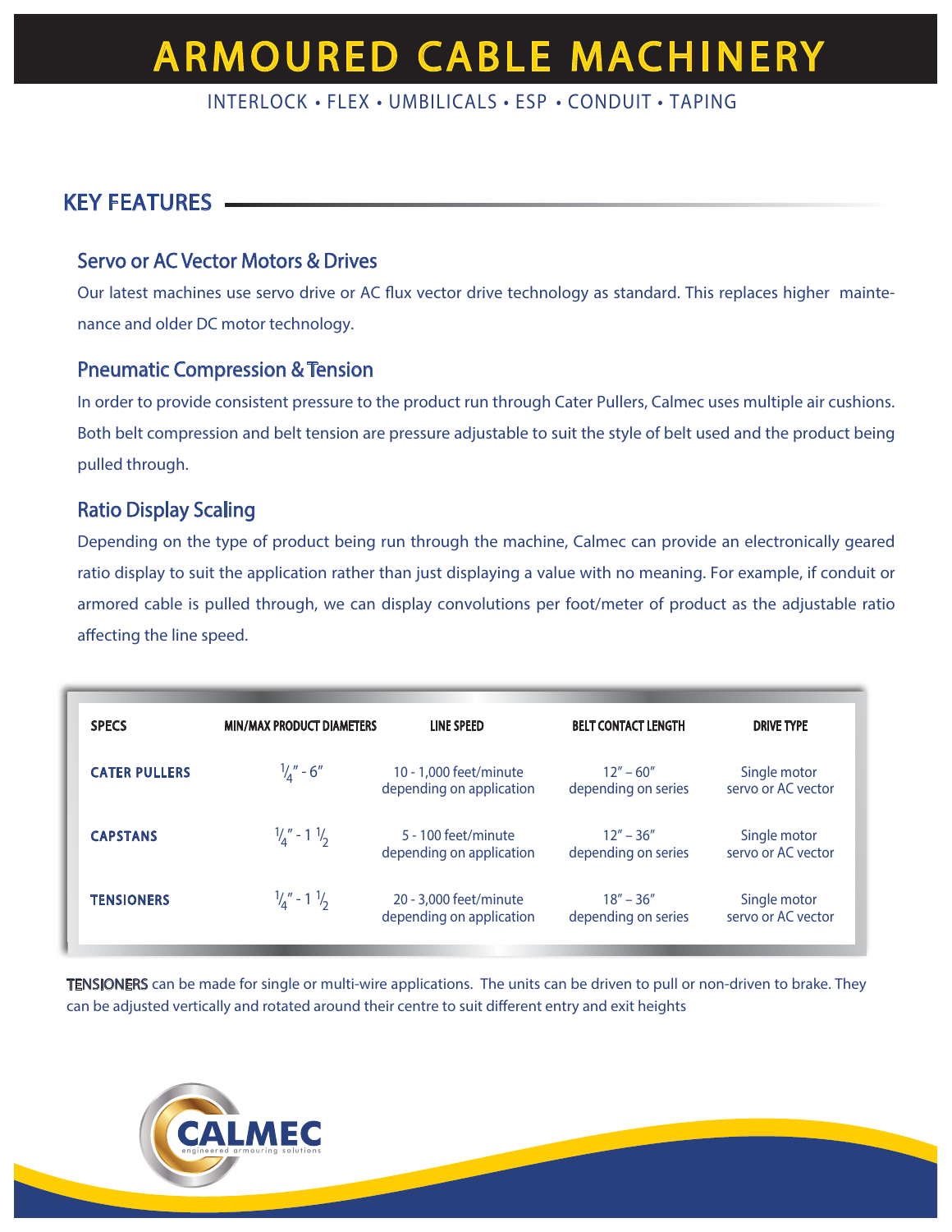# ARMOURED CABLE MACHINERY

INTERLOCK • FLEX • UMBILICALS • ESP • CONDUIT • TAPING

## KEY FEATURES

### Servo or AC Vector Motors & Drives

Our latest machines use servo drive or AC flux vector drive technology as standard. This replaces higher maintenance and older DC motor technology.

### Pneumatic Compression & Tension

In order to provide consistent pressure to the product run through Cater Pullers, Calmec uses multiple air cushions. Both belt compression and belt tension are pressure adjustable to suit the style of belt used and the product being pulled through.

### Ratio Display Scaling

Depending on the type of product being run through the machine, Calmec can provide an electronically geared ratio display to suit the application rather than just displaying a value with no meaning. For example, if conduit or armored cable is pulled through, we can display convolutions per foot/meter of product as the adjustable ratio affecting the line speed.

| SPECS | MIN/MAX PRODUCT DIAMETERS | LINE SPEED | BELT CONTACT LENGTH | DRIVE TYPE |
|---|---|---|---|---|
| CATER PULLERS | 1/4" - 6" | 10 - 1,000 feet/minute depending on application | 12" – 60" depending on series | Single motor servo or AC vector |
| CAPSTANS | 1/4" - 1 1/2 | 5 - 100 feet/minute depending on application | 12" – 36" depending on series | Single motor servo or AC vector |
| TENSIONERS | 1/4" - 1 1/2 | 20 - 3,000 feet/minute depending on application | 18" – 36" depending on series | Single motor servo or AC vector |

TENSIONERS can be made for single or multi-wire applications. The units can be driven to pull or non-driven to brake. They can be adjusted vertically and rotated around their centre to suit different entry and exit heights

CALMEC
engineered armouring solutions